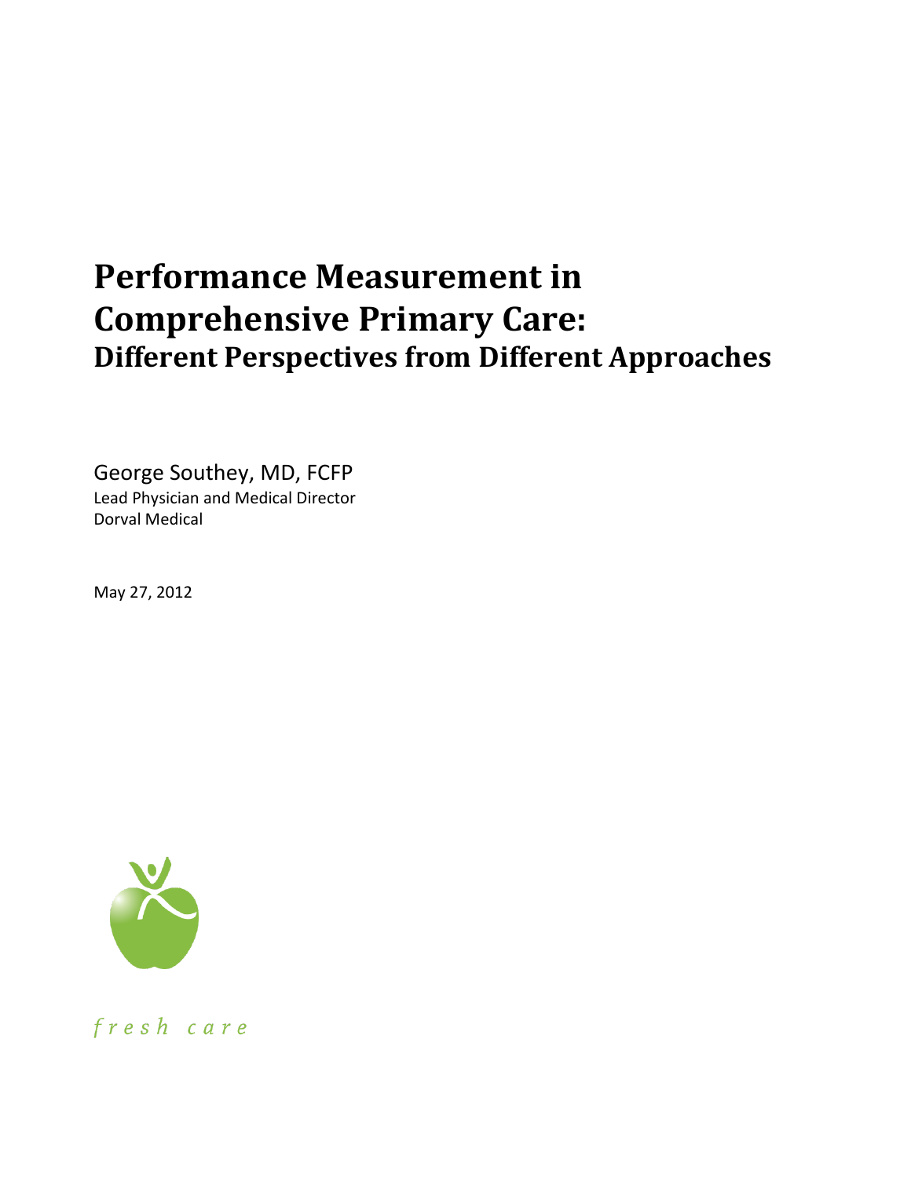# Performance Measurement in Comprehensive Primary Care:
## Different Perspectives from Different Approaches

George Southey, MD, FCFP
Lead Physician and Medical Director
Dorval Medical

May 27, 2012

*fresh care*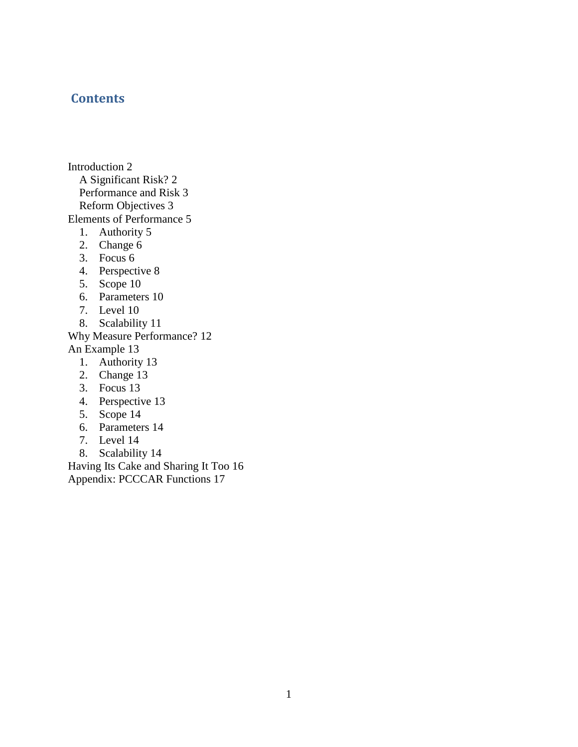## Contents

Introduction 2
- A Significant Risk? 2
- Performance and Risk 3
- Reform Objectives 3

Elements of Performance 5
1. Authority 5
2. Change 6
3. Focus 6
4. Perspective 8
5. Scope 10
6. Parameters 10
7. Level 10
8. Scalability 11

Why Measure Performance? 12

An Example 13
1. Authority 13
2. Change 13
3. Focus 13
4. Perspective 13
5. Scope 14
6. Parameters 14
7. Level 14
8. Scalability 14

Having Its Cake and Sharing It Too 16

Appendix: PCCCAR Functions 17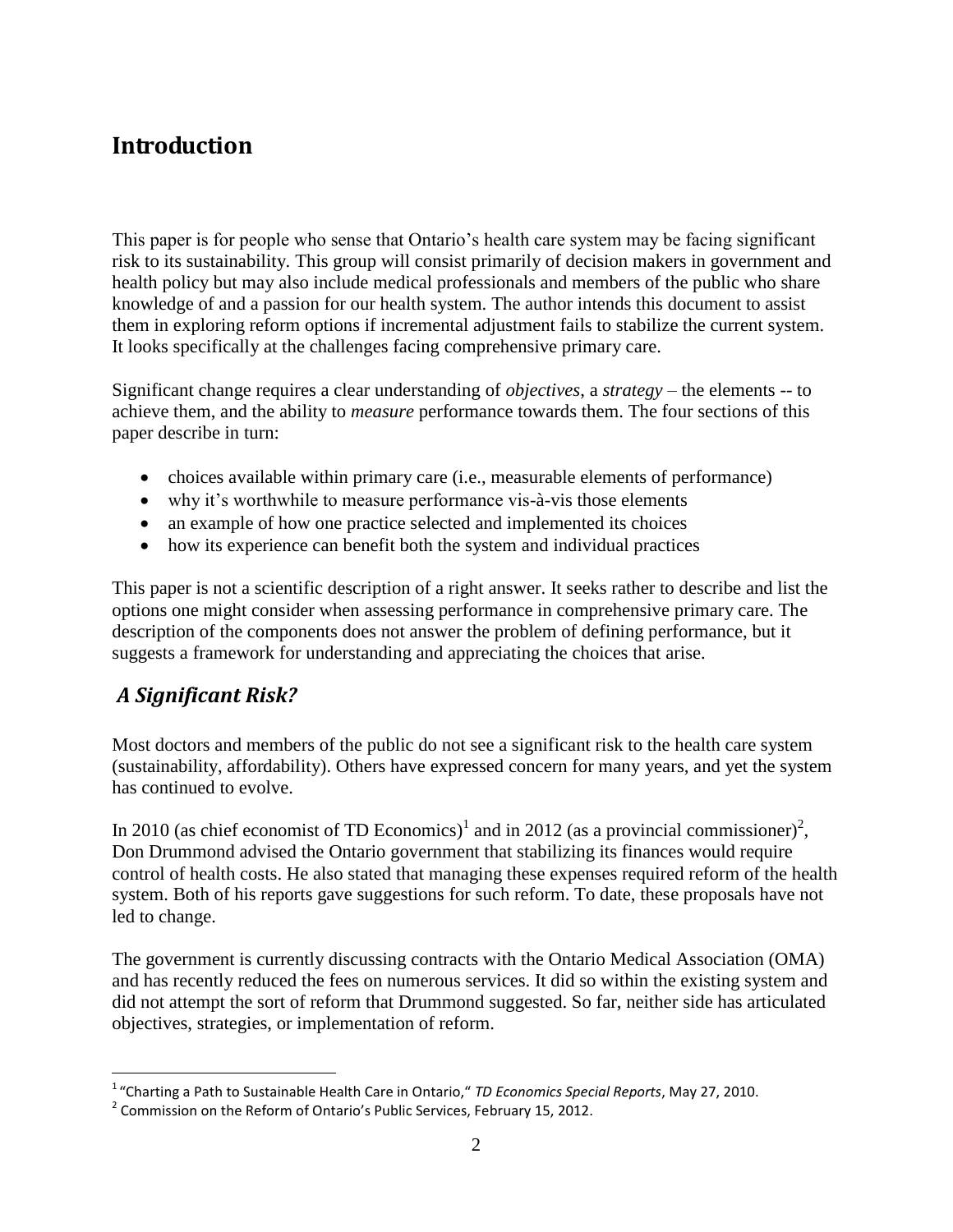## Introduction

This paper is for people who sense that Ontario's health care system may be facing significant risk to its sustainability. This group will consist primarily of decision makers in government and health policy but may also include medical professionals and members of the public who share knowledge of and a passion for our health system. The author intends this document to assist them in exploring reform options if incremental adjustment fails to stabilize the current system. It looks specifically at the challenges facing comprehensive primary care.

Significant change requires a clear understanding of *objectives*, a *strategy* – the elements -- to achieve them, and the ability to *measure* performance towards them. The four sections of this paper describe in turn:

- choices available within primary care (i.e., measurable elements of performance)
- why it's worthwhile to measure performance vis-à-vis those elements
- an example of how one practice selected and implemented its choices
- how its experience can benefit both the system and individual practices

This paper is not a scientific description of a right answer. It seeks rather to describe and list the options one might consider when assessing performance in comprehensive primary care. The description of the components does not answer the problem of defining performance, but it suggests a framework for understanding and appreciating the choices that arise.

### *A Significant Risk?*

Most doctors and members of the public do not see a significant risk to the health care system (sustainability, affordability). Others have expressed concern for many years, and yet the system has continued to evolve.

In 2010 (as chief economist of TD Economics)[1] and in 2012 (as a provincial commissioner)[2], Don Drummond advised the Ontario government that stabilizing its finances would require control of health costs. He also stated that managing these expenses required reform of the health system. Both of his reports gave suggestions for such reform. To date, these proposals have not led to change.

The government is currently discussing contracts with the Ontario Medical Association (OMA) and has recently reduced the fees on numerous services. It did so within the existing system and did not attempt the sort of reform that Drummond suggested. So far, neither side has articulated objectives, strategies, or implementation of reform.

[1] "Charting a Path to Sustainable Health Care in Ontario," *TD Economics Special Reports*, May 27, 2010.

[2] Commission on the Reform of Ontario's Public Services, February 15, 2012.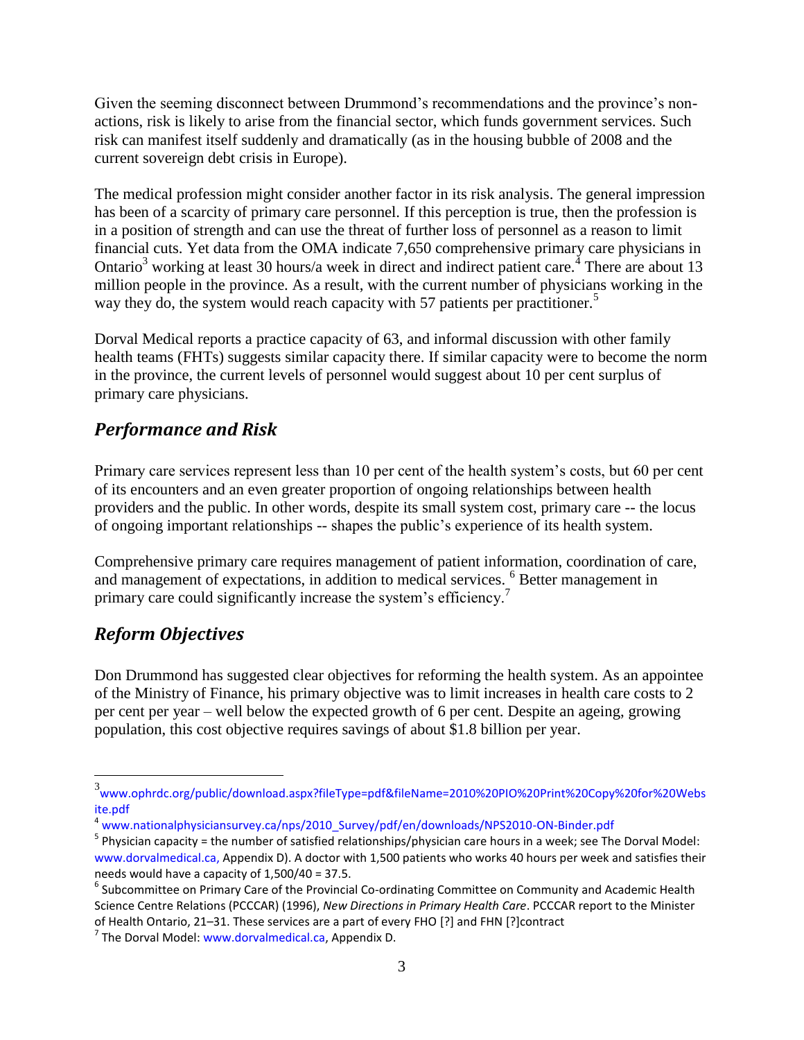Given the seeming disconnect between Drummond's recommendations and the province's non-actions, risk is likely to arise from the financial sector, which funds government services. Such risk can manifest itself suddenly and dramatically (as in the housing bubble of 2008 and the current sovereign debt crisis in Europe).

The medical profession might consider another factor in its risk analysis. The general impression has been of a scarcity of primary care personnel. If this perception is true, then the profession is in a position of strength and can use the threat of further loss of personnel as a reason to limit financial cuts. Yet data from the OMA indicate 7,650 comprehensive primary care physicians in Ontario[3] working at least 30 hours/a week in direct and indirect patient care.[4] There are about 13 million people in the province. As a result, with the current number of physicians working in the way they do, the system would reach capacity with 57 patients per practitioner.[5]

Dorval Medical reports a practice capacity of 63, and informal discussion with other family health teams (FHTs) suggests similar capacity there. If similar capacity were to become the norm in the province, the current levels of personnel would suggest about 10 per cent surplus of primary care physicians.

## *Performance and Risk*

Primary care services represent less than 10 per cent of the health system's costs, but 60 per cent of its encounters and an even greater proportion of ongoing relationships between health providers and the public. In other words, despite its small system cost, primary care -- the locus of ongoing important relationships -- shapes the public's experience of its health system.

Comprehensive primary care requires management of patient information, coordination of care, and management of expectations, in addition to medical services. [6] Better management in primary care could significantly increase the system's efficiency.[7]

## *Reform Objectives*

Don Drummond has suggested clear objectives for reforming the health system. As an appointee of the Ministry of Finance, his primary objective was to limit increases in health care costs to 2 per cent per year – well below the expected growth of 6 per cent. Despite an ageing, growing population, this cost objective requires savings of about $1.8 billion per year.

---

[3] www.ophrdc.org/public/download.aspx?fileType=pdf&fileName=2010%20PIO%20Print%20Copy%20for%20Website.pdf

[4] www.nationalphysiciansurvey.ca/nps/2010_Survey/pdf/en/downloads/NPS2010-ON-Binder.pdf

[5] Physician capacity = the number of satisfied relationships/physician care hours in a week; see The Dorval Model: www.dorvalmedical.ca, Appendix D). A doctor with 1,500 patients who works 40 hours per week and satisfies their needs would have a capacity of 1,500/40 = 37.5.

[6] Subcommittee on Primary Care of the Provincial Co-ordinating Committee on Community and Academic Health Science Centre Relations (PCCCAR) (1996), *New Directions in Primary Health Care*. PCCCAR report to the Minister of Health Ontario, 21–31. These services are a part of every FHO [?] and FHN [?]contract

[7] The Dorval Model: www.dorvalmedical.ca, Appendix D.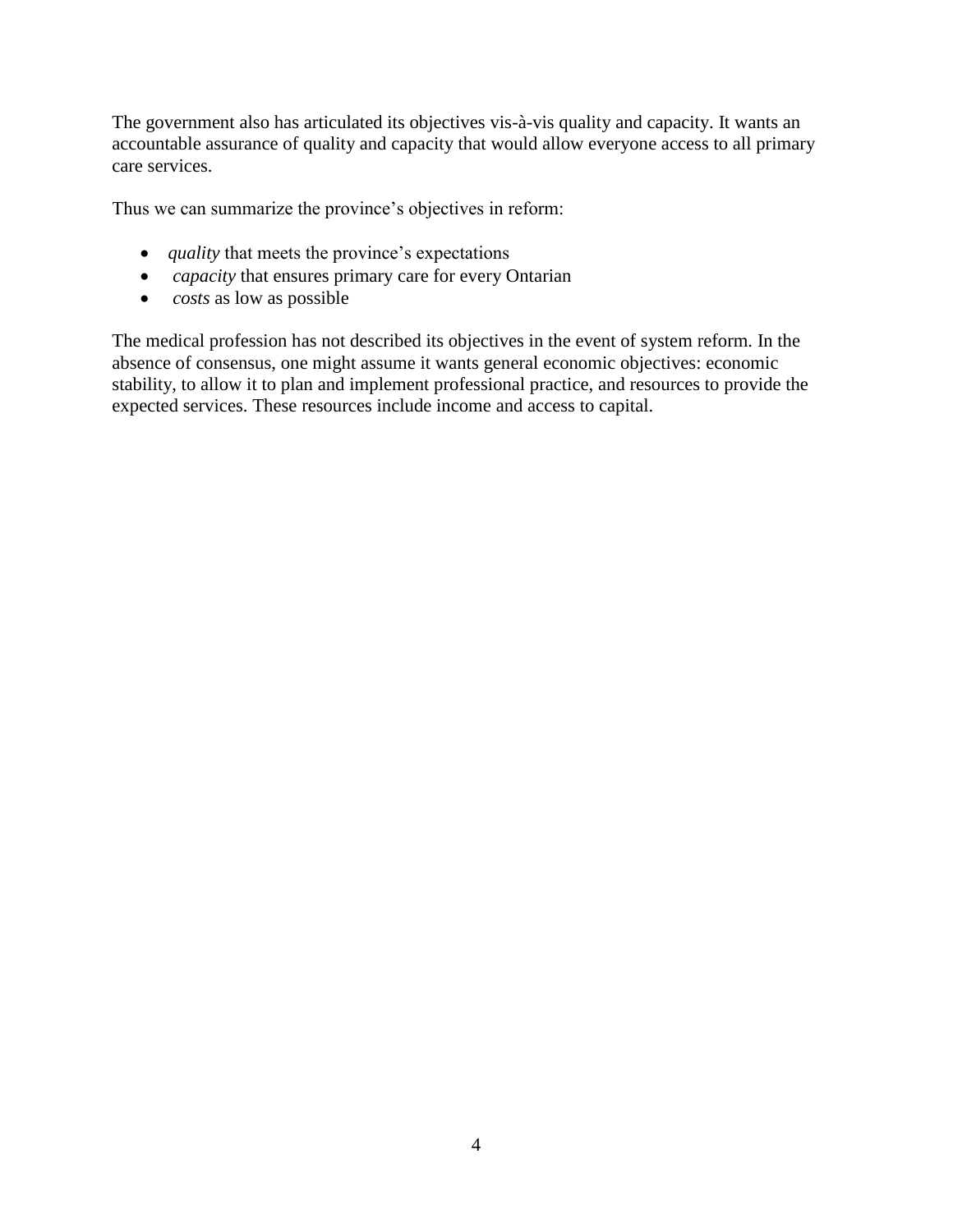The government also has articulated its objectives vis-à-vis quality and capacity. It wants an accountable assurance of quality and capacity that would allow everyone access to all primary care services.

Thus we can summarize the province's objectives in reform:

- *quality* that meets the province's expectations
- *capacity* that ensures primary care for every Ontarian
- *costs* as low as possible

The medical profession has not described its objectives in the event of system reform. In the absence of consensus, one might assume it wants general economic objectives: economic stability, to allow it to plan and implement professional practice, and resources to provide the expected services. These resources include income and access to capital.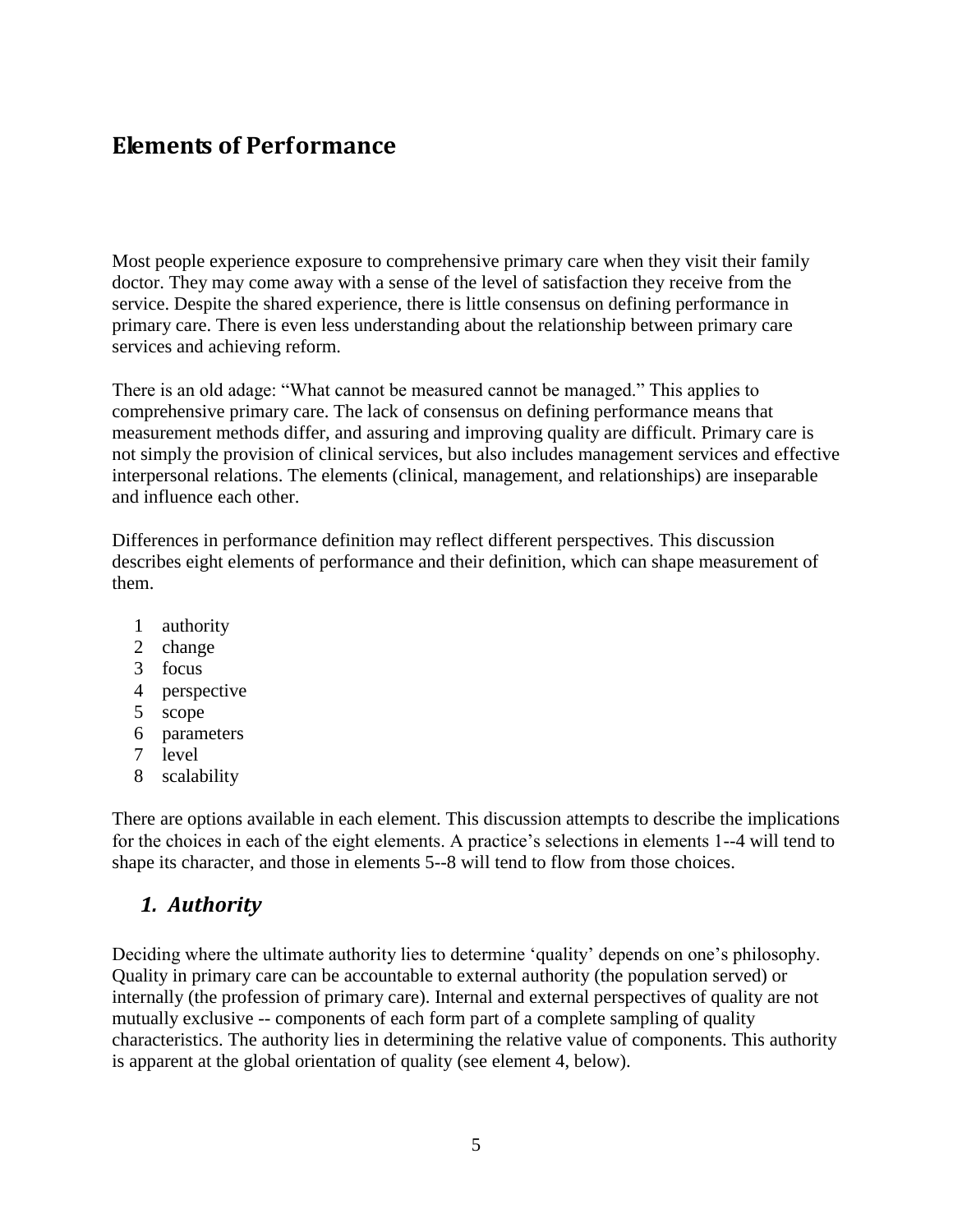## Elements of Performance

Most people experience exposure to comprehensive primary care when they visit their family doctor. They may come away with a sense of the level of satisfaction they receive from the service. Despite the shared experience, there is little consensus on defining performance in primary care. There is even less understanding about the relationship between primary care services and achieving reform.

There is an old adage: "What cannot be measured cannot be managed." This applies to comprehensive primary care. The lack of consensus on defining performance means that measurement methods differ, and assuring and improving quality are difficult. Primary care is not simply the provision of clinical services, but also includes management services and effective interpersonal relations. The elements (clinical, management, and relationships) are inseparable and influence each other.

Differences in performance definition may reflect different perspectives. This discussion describes eight elements of performance and their definition, which can shape measurement of them.

1. authority
2. change
3. focus
4. perspective
5. scope
6. parameters
7. level
8. scalability

There are options available in each element. This discussion attempts to describe the implications for the choices in each of the eight elements. A practice's selections in elements 1--4 will tend to shape its character, and those in elements 5--8 will tend to flow from those choices.

### *1. Authority*

Deciding where the ultimate authority lies to determine 'quality' depends on one's philosophy. Quality in primary care can be accountable to external authority (the population served) or internally (the profession of primary care). Internal and external perspectives of quality are not mutually exclusive -- components of each form part of a complete sampling of quality characteristics. The authority lies in determining the relative value of components. This authority is apparent at the global orientation of quality (see element 4, below).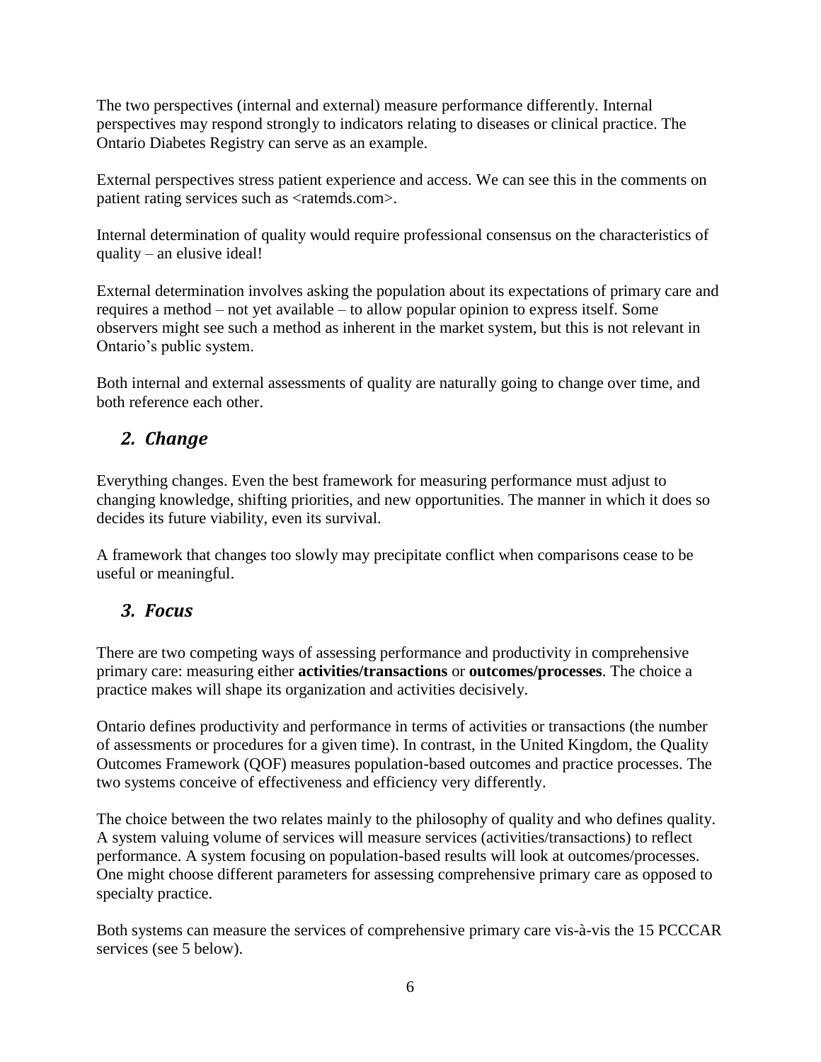The two perspectives (internal and external) measure performance differently. Internal perspectives may respond strongly to indicators relating to diseases or clinical practice. The Ontario Diabetes Registry can serve as an example.

External perspectives stress patient experience and access. We can see this in the comments on patient rating services such as <ratemds.com>.

Internal determination of quality would require professional consensus on the characteristics of quality – an elusive ideal!

External determination involves asking the population about its expectations of primary care and requires a method – not yet available – to allow popular opinion to express itself. Some observers might see such a method as inherent in the market system, but this is not relevant in Ontario's public system.

Both internal and external assessments of quality are naturally going to change over time, and both reference each other.

## *2. Change*

Everything changes. Even the best framework for measuring performance must adjust to changing knowledge, shifting priorities, and new opportunities. The manner in which it does so decides its future viability, even its survival.

A framework that changes too slowly may precipitate conflict when comparisons cease to be useful or meaningful.

## *3. Focus*

There are two competing ways of assessing performance and productivity in comprehensive primary care: measuring either **activities/transactions** or **outcomes/processes**. The choice a practice makes will shape its organization and activities decisively.

Ontario defines productivity and performance in terms of activities or transactions (the number of assessments or procedures for a given time). In contrast, in the United Kingdom, the Quality Outcomes Framework (QOF) measures population-based outcomes and practice processes. The two systems conceive of effectiveness and efficiency very differently.

The choice between the two relates mainly to the philosophy of quality and who defines quality. A system valuing volume of services will measure services (activities/transactions) to reflect performance. A system focusing on population-based results will look at outcomes/processes. One might choose different parameters for assessing comprehensive primary care as opposed to specialty practice.

Both systems can measure the services of comprehensive primary care vis-à-vis the 15 PCCCAR services (see 5 below).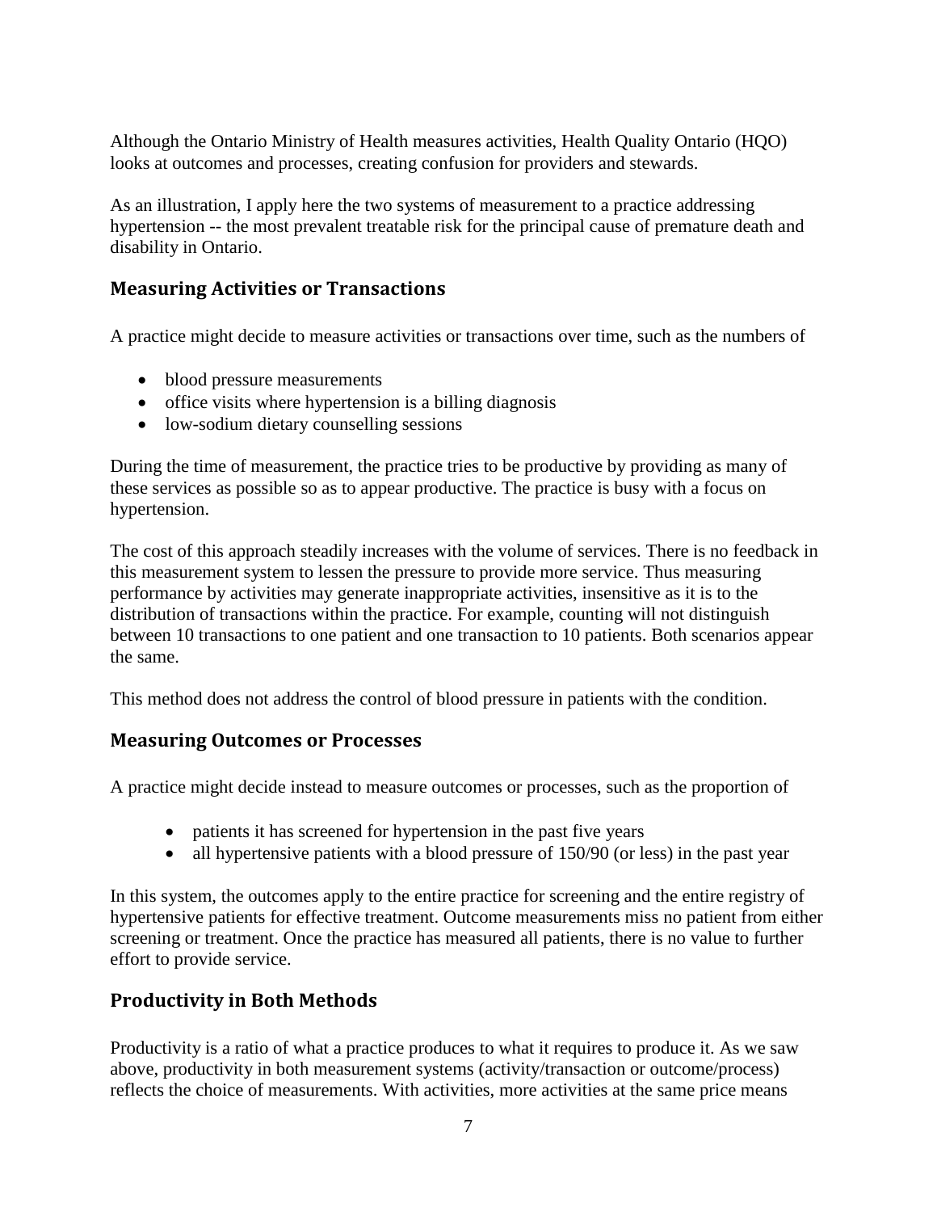Although the Ontario Ministry of Health measures activities, Health Quality Ontario (HQO) looks at outcomes and processes, creating confusion for providers and stewards.

As an illustration, I apply here the two systems of measurement to a practice addressing hypertension -- the most prevalent treatable risk for the principal cause of premature death and disability in Ontario.

## Measuring Activities or Transactions

A practice might decide to measure activities or transactions over time, such as the numbers of

- blood pressure measurements
- office visits where hypertension is a billing diagnosis
- low-sodium dietary counselling sessions

During the time of measurement, the practice tries to be productive by providing as many of these services as possible so as to appear productive. The practice is busy with a focus on hypertension.

The cost of this approach steadily increases with the volume of services. There is no feedback in this measurement system to lessen the pressure to provide more service. Thus measuring performance by activities may generate inappropriate activities, insensitive as it is to the distribution of transactions within the practice. For example, counting will not distinguish between 10 transactions to one patient and one transaction to 10 patients. Both scenarios appear the same.

This method does not address the control of blood pressure in patients with the condition.

## Measuring Outcomes or Processes

A practice might decide instead to measure outcomes or processes, such as the proportion of

- patients it has screened for hypertension in the past five years
- all hypertensive patients with a blood pressure of 150/90 (or less) in the past year

In this system, the outcomes apply to the entire practice for screening and the entire registry of hypertensive patients for effective treatment. Outcome measurements miss no patient from either screening or treatment. Once the practice has measured all patients, there is no value to further effort to provide service.

## Productivity in Both Methods

Productivity is a ratio of what a practice produces to what it requires to produce it. As we saw above, productivity in both measurement systems (activity/transaction or outcome/process) reflects the choice of measurements. With activities, more activities at the same price means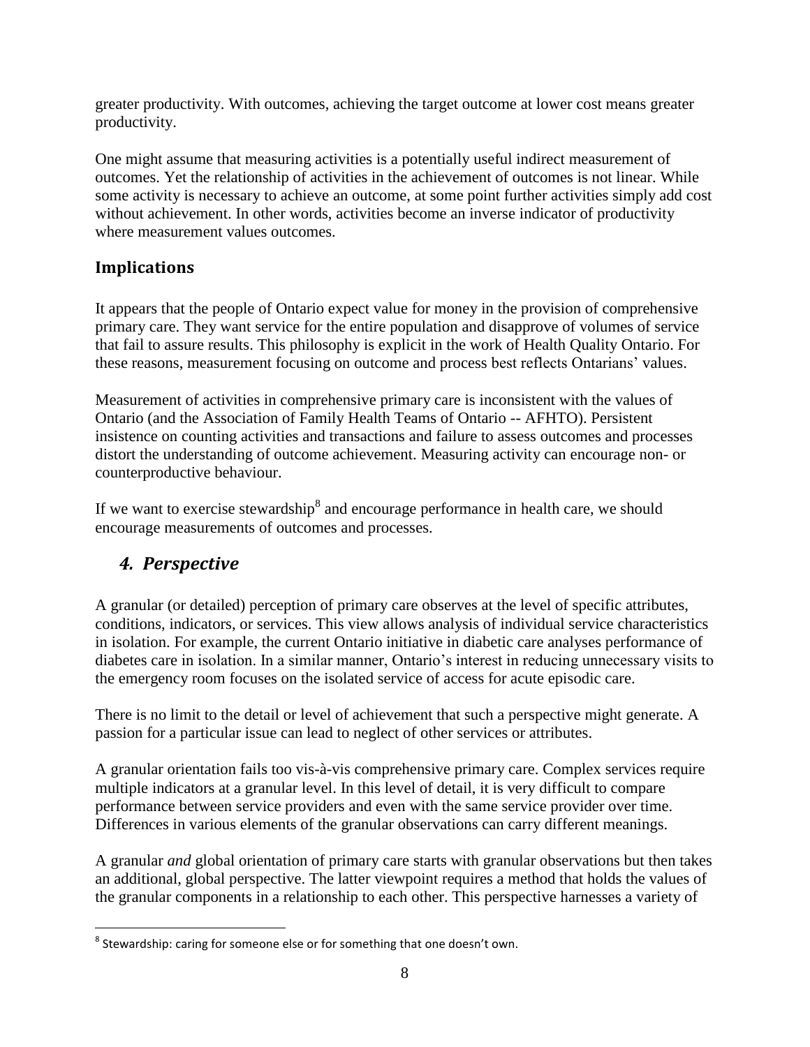greater productivity. With outcomes, achieving the target outcome at lower cost means greater productivity.

One might assume that measuring activities is a potentially useful indirect measurement of outcomes. Yet the relationship of activities in the achievement of outcomes is not linear. While some activity is necessary to achieve an outcome, at some point further activities simply add cost without achievement. In other words, activities become an inverse indicator of productivity where measurement values outcomes.

## Implications

It appears that the people of Ontario expect value for money in the provision of comprehensive primary care. They want service for the entire population and disapprove of volumes of service that fail to assure results. This philosophy is explicit in the work of Health Quality Ontario. For these reasons, measurement focusing on outcome and process best reflects Ontarians' values.

Measurement of activities in comprehensive primary care is inconsistent with the values of Ontario (and the Association of Family Health Teams of Ontario -- AFHTO). Persistent insistence on counting activities and transactions and failure to assess outcomes and processes distort the understanding of outcome achievement. Measuring activity can encourage non- or counterproductive behaviour.

If we want to exercise stewardship[8] and encourage performance in health care, we should encourage measurements of outcomes and processes.

## *4. Perspective*

A granular (or detailed) perception of primary care observes at the level of specific attributes, conditions, indicators, or services. This view allows analysis of individual service characteristics in isolation. For example, the current Ontario initiative in diabetic care analyses performance of diabetes care in isolation. In a similar manner, Ontario's interest in reducing unnecessary visits to the emergency room focuses on the isolated service of access for acute episodic care.

There is no limit to the detail or level of achievement that such a perspective might generate. A passion for a particular issue can lead to neglect of other services or attributes.

A granular orientation fails too vis-à-vis comprehensive primary care. Complex services require multiple indicators at a granular level. In this level of detail, it is very difficult to compare performance between service providers and even with the same service provider over time. Differences in various elements of the granular observations can carry different meanings.

A granular *and* global orientation of primary care starts with granular observations but then takes an additional, global perspective. The latter viewpoint requires a method that holds the values of the granular components in a relationship to each other. This perspective harnesses a variety of

---

[8] Stewardship: caring for someone else or for something that one doesn't own.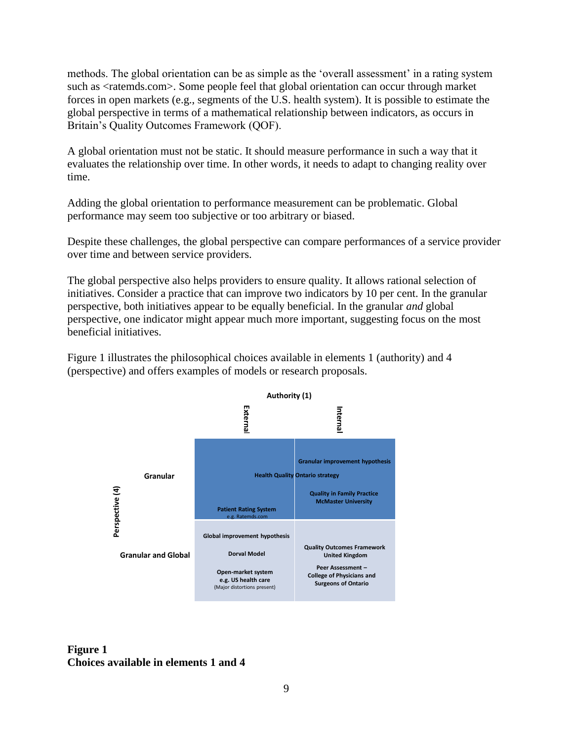methods. The global orientation can be as simple as the 'overall assessment' in a rating system such as <ratemds.com>. Some people feel that global orientation can occur through market forces in open markets (e.g., segments of the U.S. health system). It is possible to estimate the global perspective in terms of a mathematical relationship between indicators, as occurs in Britain's Quality Outcomes Framework (QOF).

A global orientation must not be static. It should measure performance in such a way that it evaluates the relationship over time. In other words, it needs to adapt to changing reality over time.

Adding the global orientation to performance measurement can be problematic. Global performance may seem too subjective or too arbitrary or biased.

Despite these challenges, the global perspective can compare performances of a service provider over time and between service providers.

The global perspective also helps providers to ensure quality. It allows rational selection of initiatives. Consider a practice that can improve two indicators by 10 per cent. In the granular perspective, both initiatives appear to be equally beneficial. In the granular *and* global perspective, one indicator might appear much more important, suggesting focus on the most beneficial initiatives.

Figure 1 illustrates the philosophical choices available in elements 1 (authority) and 4 (perspective) and offers examples of models or research proposals.

| Perspective (4) \ Authority (1) | External | Internal |
|---|---|---|
| **Granular** | Health Quality Ontario strategy (spans External and Internal)<br>Patient Rating System e.g. Ratemds.com | Granular improvement hypothesis<br>Quality in Family Practice McMaster University |
| **Granular and Global** | Global improvement hypothesis<br>Dorval Model<br>Open-market system e.g. US health care (Major distortions present) | Quality Outcomes Framework United Kingdom<br>Peer Assessment – College of Physicians and Surgeons of Ontario |

**Figure 1**
**Choices available in elements 1 and 4**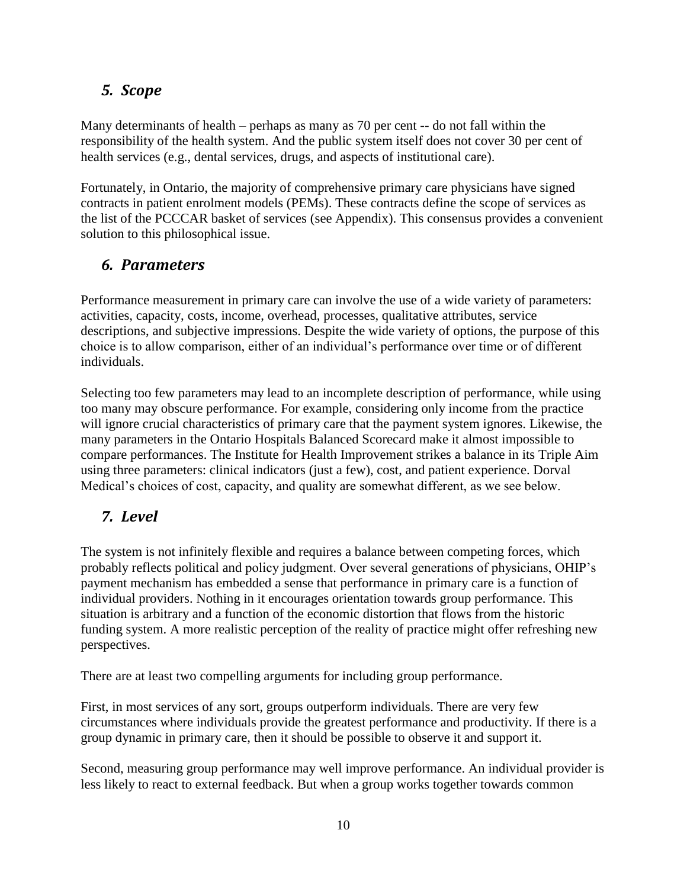## *5. Scope*

Many determinants of health – perhaps as many as 70 per cent -- do not fall within the responsibility of the health system. And the public system itself does not cover 30 per cent of health services (e.g., dental services, drugs, and aspects of institutional care).

Fortunately, in Ontario, the majority of comprehensive primary care physicians have signed contracts in patient enrolment models (PEMs). These contracts define the scope of services as the list of the PCCCAR basket of services (see Appendix). This consensus provides a convenient solution to this philosophical issue.

## *6. Parameters*

Performance measurement in primary care can involve the use of a wide variety of parameters: activities, capacity, costs, income, overhead, processes, qualitative attributes, service descriptions, and subjective impressions. Despite the wide variety of options, the purpose of this choice is to allow comparison, either of an individual's performance over time or of different individuals.

Selecting too few parameters may lead to an incomplete description of performance, while using too many may obscure performance. For example, considering only income from the practice will ignore crucial characteristics of primary care that the payment system ignores. Likewise, the many parameters in the Ontario Hospitals Balanced Scorecard make it almost impossible to compare performances. The Institute for Health Improvement strikes a balance in its Triple Aim using three parameters: clinical indicators (just a few), cost, and patient experience. Dorval Medical's choices of cost, capacity, and quality are somewhat different, as we see below.

## *7. Level*

The system is not infinitely flexible and requires a balance between competing forces, which probably reflects political and policy judgment. Over several generations of physicians, OHIP's payment mechanism has embedded a sense that performance in primary care is a function of individual providers. Nothing in it encourages orientation towards group performance. This situation is arbitrary and a function of the economic distortion that flows from the historic funding system. A more realistic perception of the reality of practice might offer refreshing new perspectives.

There are at least two compelling arguments for including group performance.

First, in most services of any sort, groups outperform individuals. There are very few circumstances where individuals provide the greatest performance and productivity. If there is a group dynamic in primary care, then it should be possible to observe it and support it.

Second, measuring group performance may well improve performance. An individual provider is less likely to react to external feedback. But when a group works together towards common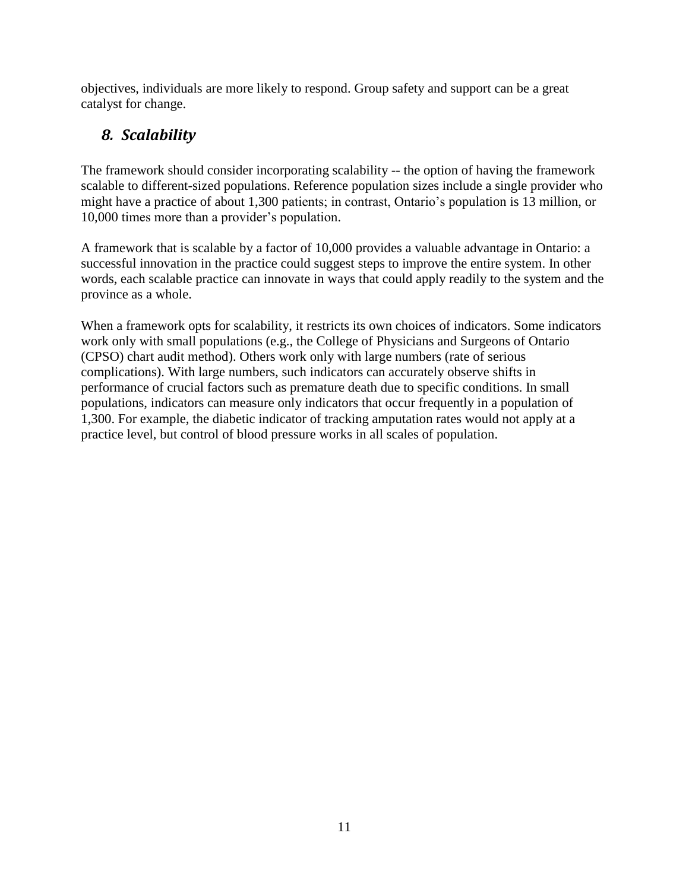objectives, individuals are more likely to respond. Group safety and support can be a great catalyst for change.

## *8. Scalability*

The framework should consider incorporating scalability -- the option of having the framework scalable to different-sized populations. Reference population sizes include a single provider who might have a practice of about 1,300 patients; in contrast, Ontario's population is 13 million, or 10,000 times more than a provider's population.

A framework that is scalable by a factor of 10,000 provides a valuable advantage in Ontario: a successful innovation in the practice could suggest steps to improve the entire system. In other words, each scalable practice can innovate in ways that could apply readily to the system and the province as a whole.

When a framework opts for scalability, it restricts its own choices of indicators. Some indicators work only with small populations (e.g., the College of Physicians and Surgeons of Ontario (CPSO) chart audit method). Others work only with large numbers (rate of serious complications). With large numbers, such indicators can accurately observe shifts in performance of crucial factors such as premature death due to specific conditions. In small populations, indicators can measure only indicators that occur frequently in a population of 1,300. For example, the diabetic indicator of tracking amputation rates would not apply at a practice level, but control of blood pressure works in all scales of population.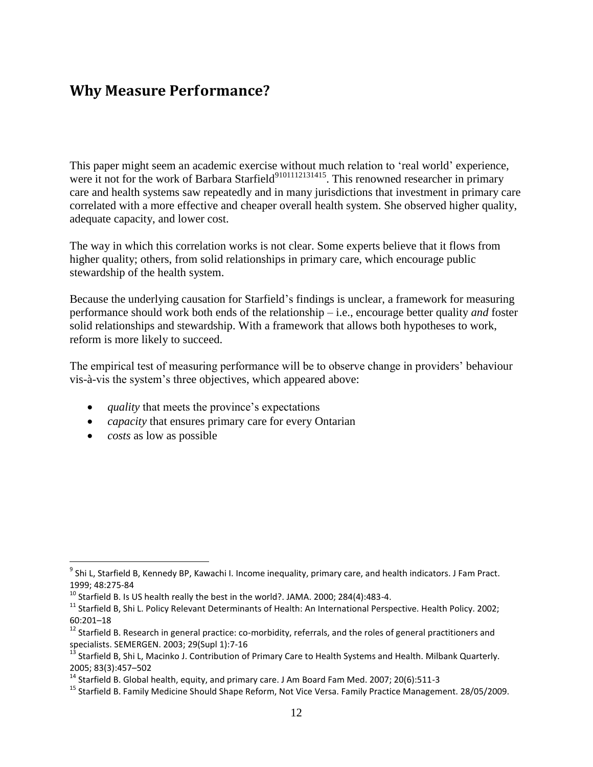## Why Measure Performance?

This paper might seem an academic exercise without much relation to 'real world' experience, were it not for the work of Barbara Starfield[9][10][11][12][13][14][15]. This renowned researcher in primary care and health systems saw repeatedly and in many jurisdictions that investment in primary care correlated with a more effective and cheaper overall health system. She observed higher quality, adequate capacity, and lower cost.

The way in which this correlation works is not clear. Some experts believe that it flows from higher quality; others, from solid relationships in primary care, which encourage public stewardship of the health system.

Because the underlying causation for Starfield's findings is unclear, a framework for measuring performance should work both ends of the relationship – i.e., encourage better quality *and* foster solid relationships and stewardship. With a framework that allows both hypotheses to work, reform is more likely to succeed.

The empirical test of measuring performance will be to observe change in providers' behaviour vis-à-vis the system's three objectives, which appeared above:

- *quality* that meets the province's expectations
- *capacity* that ensures primary care for every Ontarian
- *costs* as low as possible

---

[9] Shi L, Starfield B, Kennedy BP, Kawachi I. Income inequality, primary care, and health indicators. J Fam Pract. 1999; 48:275-84

[10] Starfield B. Is US health really the best in the world?. JAMA. 2000; 284(4):483-4.

[11] Starfield B, Shi L. Policy Relevant Determinants of Health: An International Perspective. Health Policy. 2002; 60:201–18

[12] Starfield B. Research in general practice: co-morbidity, referrals, and the roles of general practitioners and specialists. SEMERGEN. 2003; 29(Supl 1):7-16

[13] Starfield B, Shi L, Macinko J. Contribution of Primary Care to Health Systems and Health. Milbank Quarterly. 2005; 83(3):457–502

[14] Starfield B. Global health, equity, and primary care. J Am Board Fam Med. 2007; 20(6):511-3

[15] Starfield B. Family Medicine Should Shape Reform, Not Vice Versa. Family Practice Management. 28/05/2009.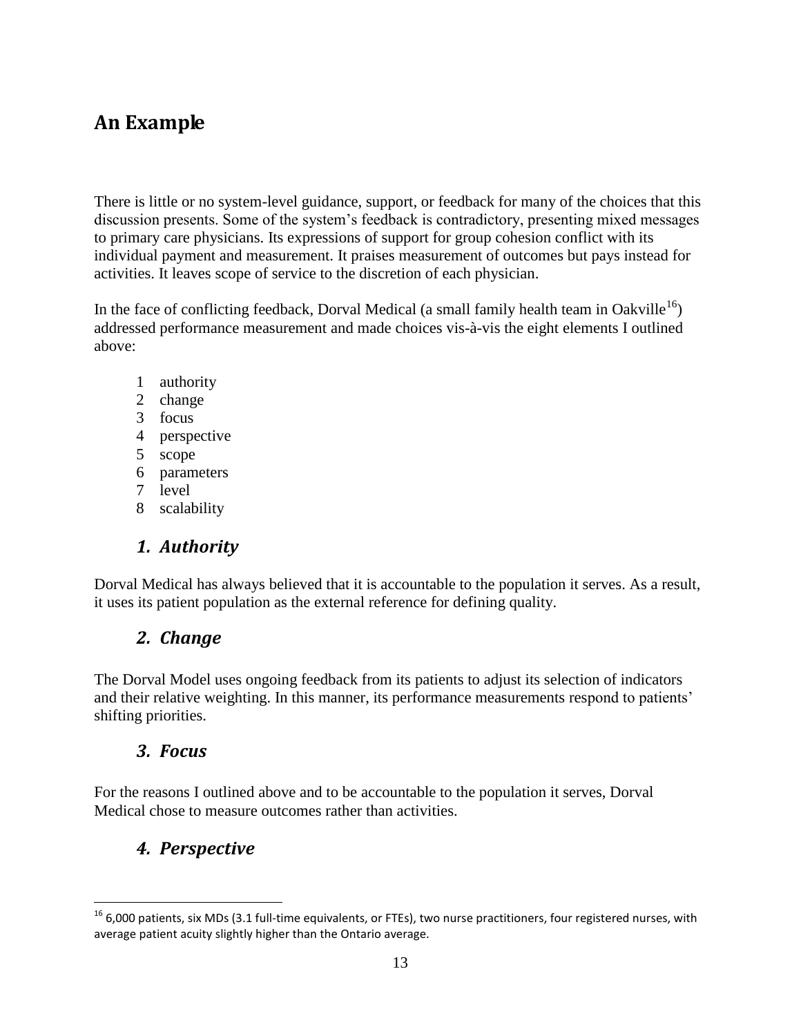## An Example

There is little or no system-level guidance, support, or feedback for many of the choices that this discussion presents. Some of the system's feedback is contradictory, presenting mixed messages to primary care physicians. Its expressions of support for group cohesion conflict with its individual payment and measurement. It praises measurement of outcomes but pays instead for activities. It leaves scope of service to the discretion of each physician.

In the face of conflicting feedback, Dorval Medical (a small family health team in Oakville[16]) addressed performance measurement and made choices vis-à-vis the eight elements I outlined above:

1. authority
2. change
3. focus
4. perspective
5. scope
6. parameters
7. level
8. scalability

### *1. Authority*

Dorval Medical has always believed that it is accountable to the population it serves. As a result, it uses its patient population as the external reference for defining quality.

### *2. Change*

The Dorval Model uses ongoing feedback from its patients to adjust its selection of indicators and their relative weighting. In this manner, its performance measurements respond to patients' shifting priorities.

### *3. Focus*

For the reasons I outlined above and to be accountable to the population it serves, Dorval Medical chose to measure outcomes rather than activities.

### *4. Perspective*

[16] 6,000 patients, six MDs (3.1 full-time equivalents, or FTEs), two nurse practitioners, four registered nurses, with average patient acuity slightly higher than the Ontario average.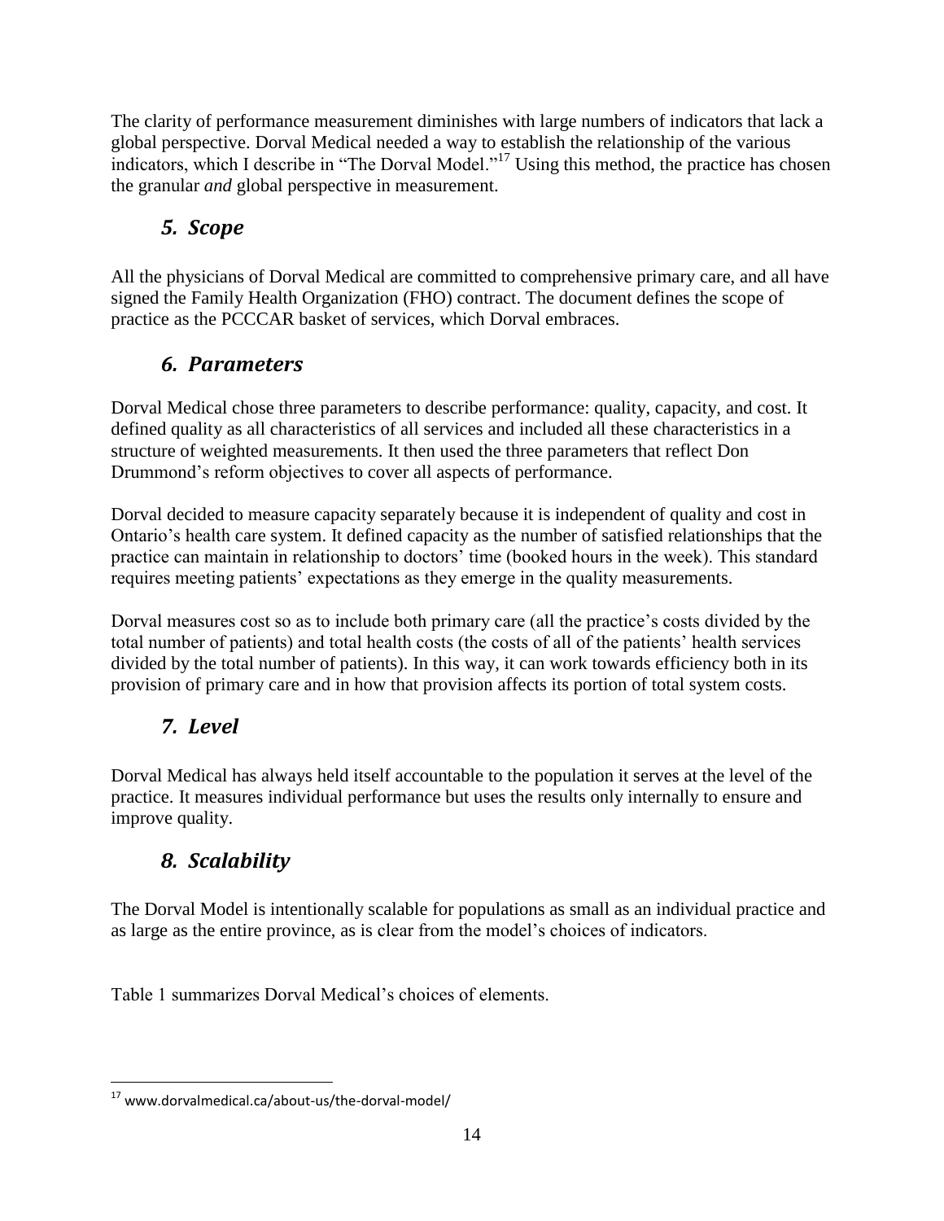The clarity of performance measurement diminishes with large numbers of indicators that lack a global perspective. Dorval Medical needed a way to establish the relationship of the various indicators, which I describe in "The Dorval Model."[17] Using this method, the practice has chosen the granular *and* global perspective in measurement.

## *5. Scope*

All the physicians of Dorval Medical are committed to comprehensive primary care, and all have signed the Family Health Organization (FHO) contract. The document defines the scope of practice as the PCCCAR basket of services, which Dorval embraces.

## *6. Parameters*

Dorval Medical chose three parameters to describe performance: quality, capacity, and cost. It defined quality as all characteristics of all services and included all these characteristics in a structure of weighted measurements. It then used the three parameters that reflect Don Drummond's reform objectives to cover all aspects of performance.

Dorval decided to measure capacity separately because it is independent of quality and cost in Ontario's health care system. It defined capacity as the number of satisfied relationships that the practice can maintain in relationship to doctors' time (booked hours in the week). This standard requires meeting patients' expectations as they emerge in the quality measurements.

Dorval measures cost so as to include both primary care (all the practice's costs divided by the total number of patients) and total health costs (the costs of all of the patients' health services divided by the total number of patients). In this way, it can work towards efficiency both in its provision of primary care and in how that provision affects its portion of total system costs.

## *7. Level*

Dorval Medical has always held itself accountable to the population it serves at the level of the practice. It measures individual performance but uses the results only internally to ensure and improve quality.

## *8. Scalability*

The Dorval Model is intentionally scalable for populations as small as an individual practice and as large as the entire province, as is clear from the model's choices of indicators.

Table 1 summarizes Dorval Medical's choices of elements.

---

[17] www.dorvalmedical.ca/about-us/the-dorval-model/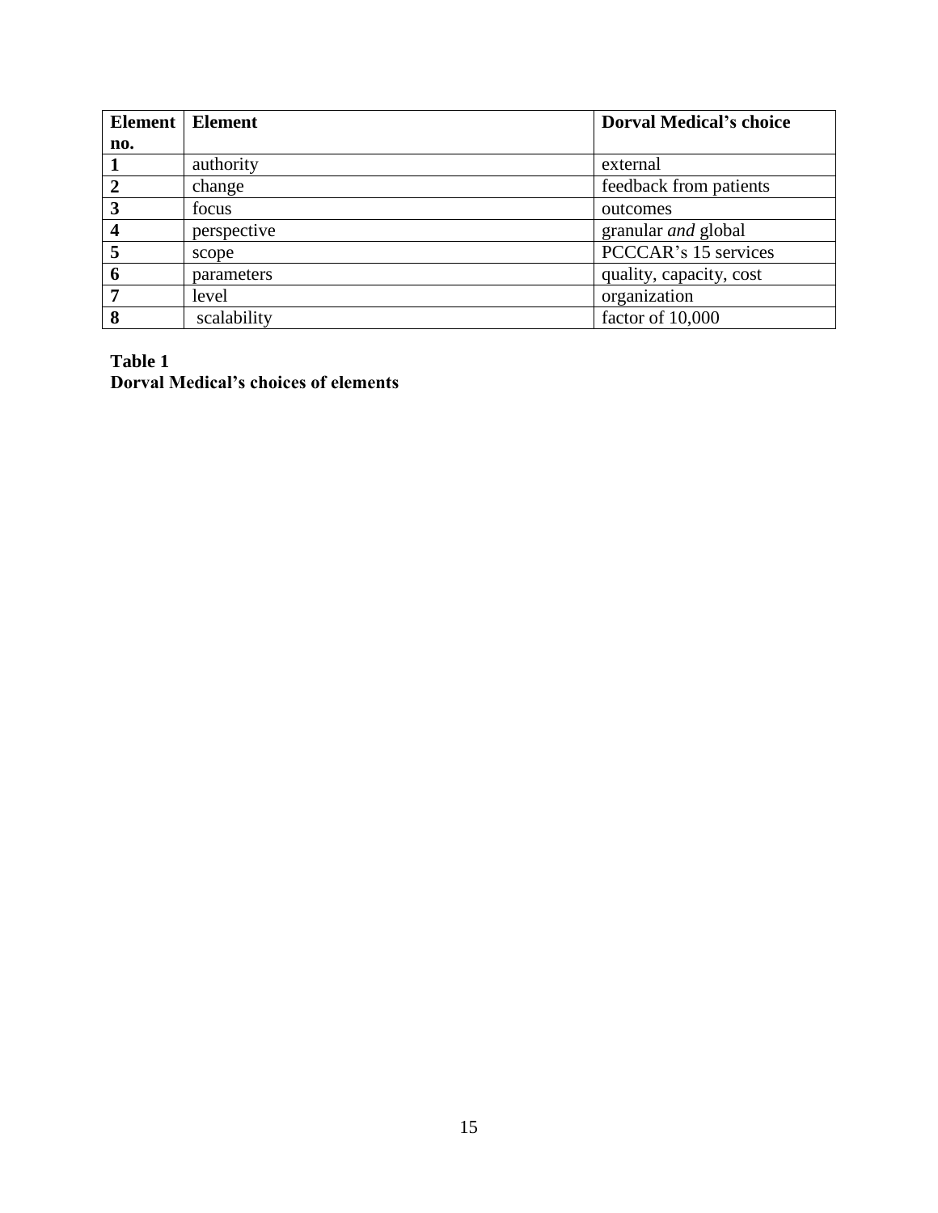| **Element no.** | **Element** | **Dorval Medical's choice** |
|---|---|---|
| **1** | authority | external |
| **2** | change | feedback from patients |
| **3** | focus | outcomes |
| **4** | perspective | granular *and* global |
| **5** | scope | PCCCAR's 15 services |
| **6** | parameters | quality, capacity, cost |
| **7** | level | organization |
| **8** | scalability | factor of 10,000 |

**Table 1**
**Dorval Medical's choices of elements**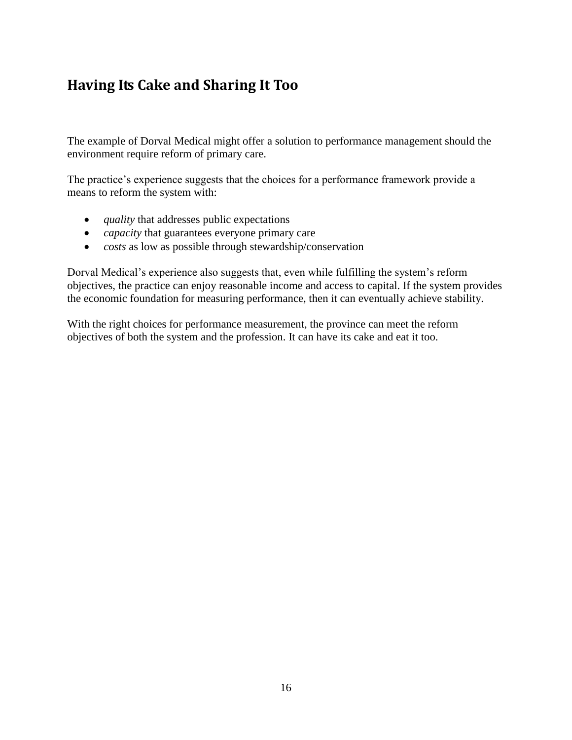## Having Its Cake and Sharing It Too

The example of Dorval Medical might offer a solution to performance management should the environment require reform of primary care.

The practice's experience suggests that the choices for a performance framework provide a means to reform the system with:

- *quality* that addresses public expectations
- *capacity* that guarantees everyone primary care
- *costs* as low as possible through stewardship/conservation

Dorval Medical's experience also suggests that, even while fulfilling the system's reform objectives, the practice can enjoy reasonable income and access to capital. If the system provides the economic foundation for measuring performance, then it can eventually achieve stability.

With the right choices for performance measurement, the province can meet the reform objectives of both the system and the profession. It can have its cake and eat it too.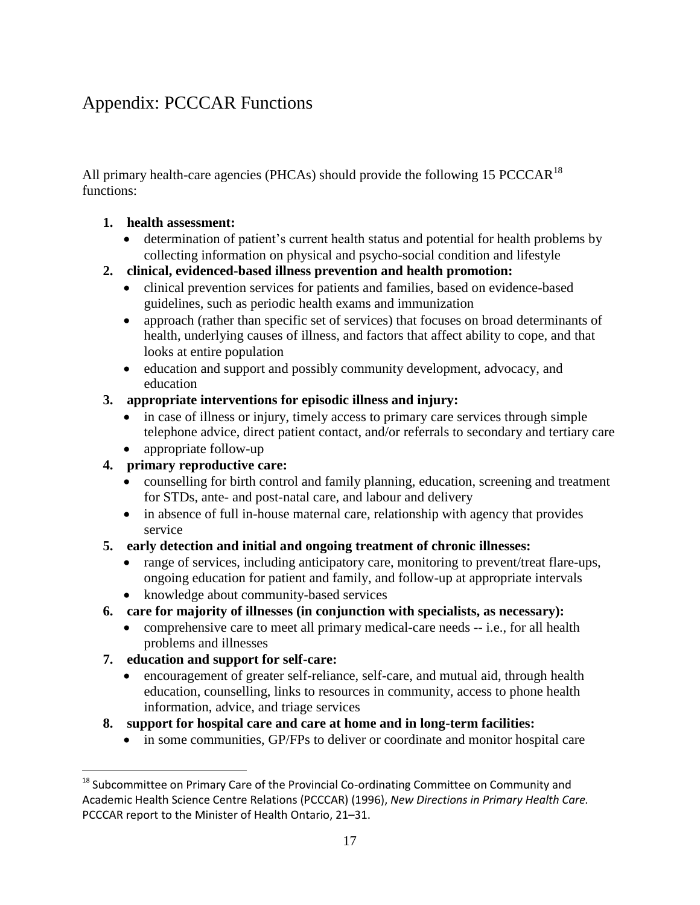# Appendix: PCCCAR Functions

All primary health-care agencies (PHCAs) should provide the following 15 PCCCAR[18] functions:

1. **health assessment:**
   - determination of patient's current health status and potential for health problems by collecting information on physical and psycho-social condition and lifestyle
2. **clinical, evidenced-based illness prevention and health promotion:**
   - clinical prevention services for patients and families, based on evidence-based guidelines, such as periodic health exams and immunization
   - approach (rather than specific set of services) that focuses on broad determinants of health, underlying causes of illness, and factors that affect ability to cope, and that looks at entire population
   - education and support and possibly community development, advocacy, and education
3. **appropriate interventions for episodic illness and injury:**
   - in case of illness or injury, timely access to primary care services through simple telephone advice, direct patient contact, and/or referrals to secondary and tertiary care
   - appropriate follow-up
4. **primary reproductive care:**
   - counselling for birth control and family planning, education, screening and treatment for STDs, ante- and post-natal care, and labour and delivery
   - in absence of full in-house maternal care, relationship with agency that provides service
5. **early detection and initial and ongoing treatment of chronic illnesses:**
   - range of services, including anticipatory care, monitoring to prevent/treat flare-ups, ongoing education for patient and family, and follow-up at appropriate intervals
   - knowledge about community-based services
6. **care for majority of illnesses (in conjunction with specialists, as necessary):**
   - comprehensive care to meet all primary medical-care needs -- i.e., for all health problems and illnesses
7. **education and support for self-care:**
   - encouragement of greater self-reliance, self-care, and mutual aid, through health education, counselling, links to resources in community, access to phone health information, advice, and triage services
8. **support for hospital care and care at home and in long-term facilities:**
   - in some communities, GP/FPs to deliver or coordinate and monitor hospital care

---

[18] Subcommittee on Primary Care of the Provincial Co-ordinating Committee on Community and Academic Health Science Centre Relations (PCCCAR) (1996), *New Directions in Primary Health Care.* PCCCAR report to the Minister of Health Ontario, 21–31.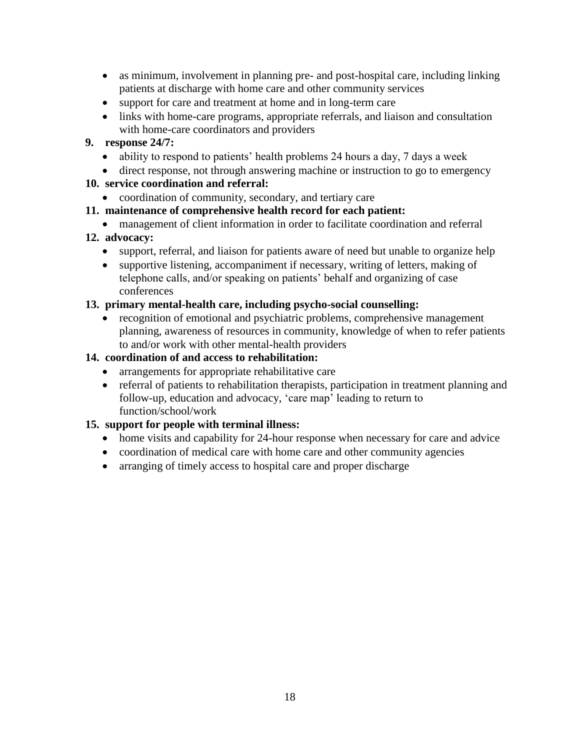- as minimum, involvement in planning pre- and post-hospital care, including linking patients at discharge with home care and other community services
- support for care and treatment at home and in long-term care
- links with home-care programs, appropriate referrals, and liaison and consultation with home-care coordinators and providers

9. **response 24/7:**
   - ability to respond to patients' health problems 24 hours a day, 7 days a week
   - direct response, not through answering machine or instruction to go to emergency
10. **service coordination and referral:**
    - coordination of community, secondary, and tertiary care
11. **maintenance of comprehensive health record for each patient:**
    - management of client information in order to facilitate coordination and referral
12. **advocacy:**
    - support, referral, and liaison for patients aware of need but unable to organize help
    - supportive listening, accompaniment if necessary, writing of letters, making of telephone calls, and/or speaking on patients' behalf and organizing of case conferences
13. **primary mental-health care, including psycho-social counselling:**
    - recognition of emotional and psychiatric problems, comprehensive management planning, awareness of resources in community, knowledge of when to refer patients to and/or work with other mental-health providers
14. **coordination of and access to rehabilitation:**
    - arrangements for appropriate rehabilitative care
    - referral of patients to rehabilitation therapists, participation in treatment planning and follow-up, education and advocacy, 'care map' leading to return to function/school/work
15. **support for people with terminal illness:**
    - home visits and capability for 24-hour response when necessary for care and advice
    - coordination of medical care with home care and other community agencies
    - arranging of timely access to hospital care and proper discharge